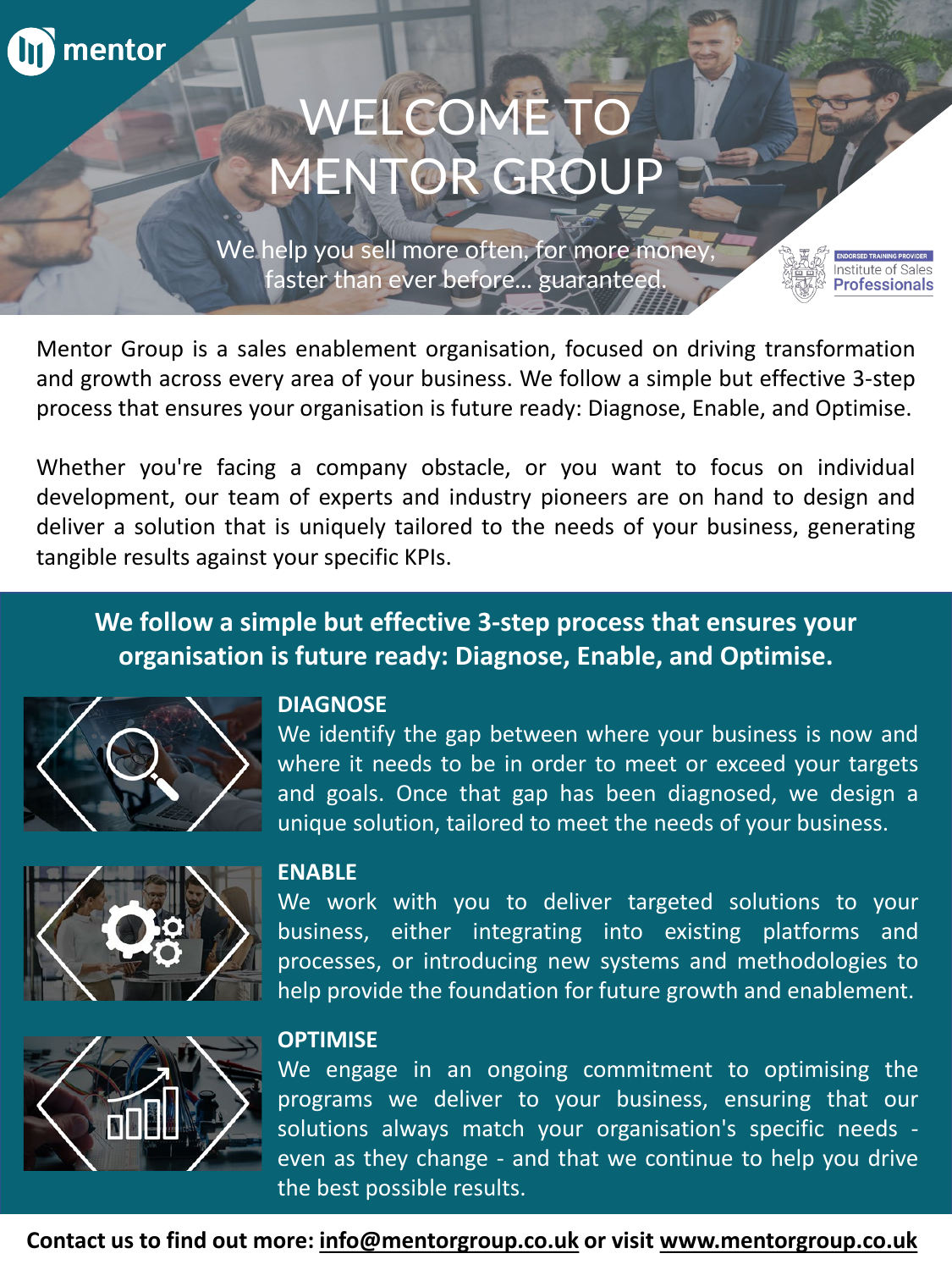mentor

# WELCOME TO MENTOR GROUP

We help you sell more often, for more money, faster than ever before... guaranteed.

ENDORSED TRAINING PROVIDER
Institute of Sales Professionals

Mentor Group is a sales enablement organisation, focused on driving transformation and growth across every area of your business. We follow a simple but effective 3-step process that ensures your organisation is future ready: Diagnose, Enable, and Optimise.

Whether you're facing a company obstacle, or you want to focus on individual development, our team of experts and industry pioneers are on hand to design and deliver a solution that is uniquely tailored to the needs of your business, generating tangible results against your specific KPIs.

## We follow a simple but effective 3-step process that ensures your organisation is future ready: Diagnose, Enable, and Optimise.

### DIAGNOSE

We identify the gap between where your business is now and where it needs to be in order to meet or exceed your targets and goals. Once that gap has been diagnosed, we design a unique solution, tailored to meet the needs of your business.

### ENABLE

We work with you to deliver targeted solutions to your business, either integrating into existing platforms and processes, or introducing new systems and methodologies to help provide the foundation for future growth and enablement.

### OPTIMISE

We engage in an ongoing commitment to optimising the programs we deliver to your business, ensuring that our solutions always match your organisation's specific needs - even as they change - and that we continue to help you drive the best possible results.

**Contact us to find out more: info@mentorgroup.co.uk or visit www.mentorgroup.co.uk**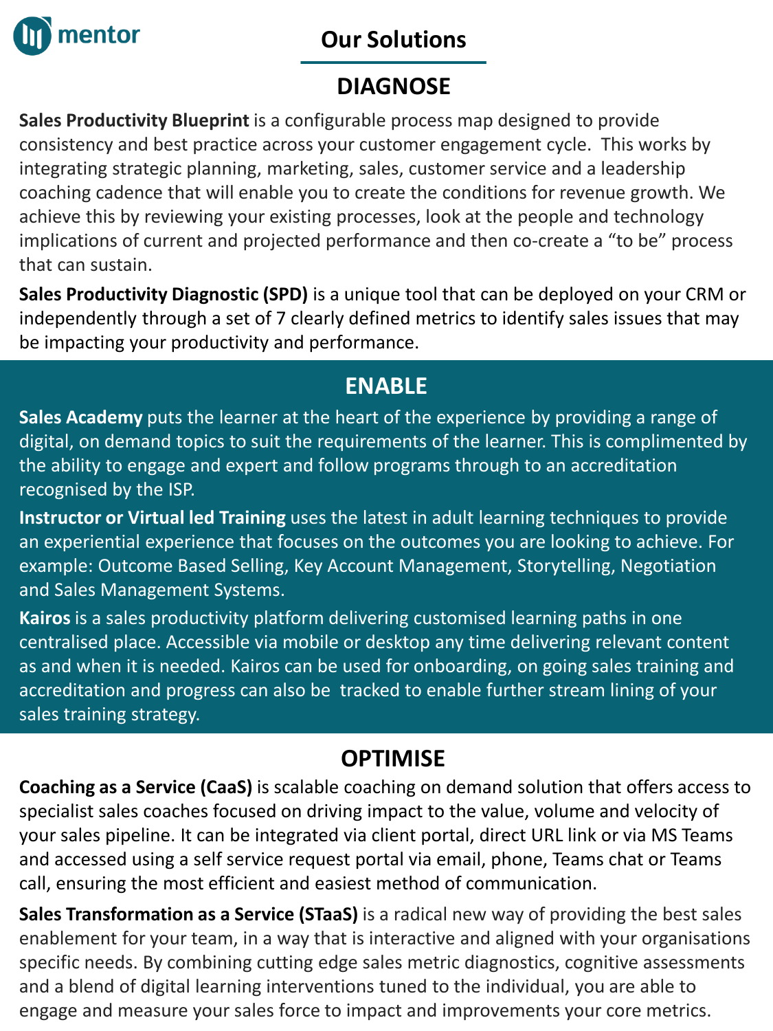# Our Solutions

## DIAGNOSE

**Sales Productivity Blueprint** is a configurable process map designed to provide consistency and best practice across your customer engagement cycle.  This works by integrating strategic planning, marketing, sales, customer service and a leadership coaching cadence that will enable you to create the conditions for revenue growth. We achieve this by reviewing your existing processes, look at the people and technology implications of current and projected performance and then co-create a "to be" process that can sustain.

**Sales Productivity Diagnostic (SPD)** is a unique tool that can be deployed on your CRM or independently through a set of 7 clearly defined metrics to identify sales issues that may be impacting your productivity and performance.

## ENABLE

**Sales Academy** puts the learner at the heart of the experience by providing a range of digital, on demand topics to suit the requirements of the learner. This is complimented by the ability to engage and expert and follow programs through to an accreditation recognised by the ISP.

**Instructor or Virtual led Training** uses the latest in adult learning techniques to provide an experiential experience that focuses on the outcomes you are looking to achieve. For example: Outcome Based Selling, Key Account Management, Storytelling, Negotiation and Sales Management Systems.

**Kairos** is a sales productivity platform delivering customised learning paths in one centralised place. Accessible via mobile or desktop any time delivering relevant content as and when it is needed. Kairos can be used for onboarding, on going sales training and accreditation and progress can also be  tracked to enable further stream lining of your sales training strategy.

## OPTIMISE

**Coaching as a Service (CaaS)** is scalable coaching on demand solution that offers access to specialist sales coaches focused on driving impact to the value, volume and velocity of your sales pipeline. It can be integrated via client portal, direct URL link or via MS Teams and accessed using a self service request portal via email, phone, Teams chat or Teams call, ensuring the most efficient and easiest method of communication.

**Sales Transformation as a Service (STaaS)** is a radical new way of providing the best sales enablement for your team, in a way that is interactive and aligned with your organisations specific needs. By combining cutting edge sales metric diagnostics, cognitive assessments and a blend of digital learning interventions tuned to the individual, you are able to engage and measure your sales force to impact and improvements your core metrics.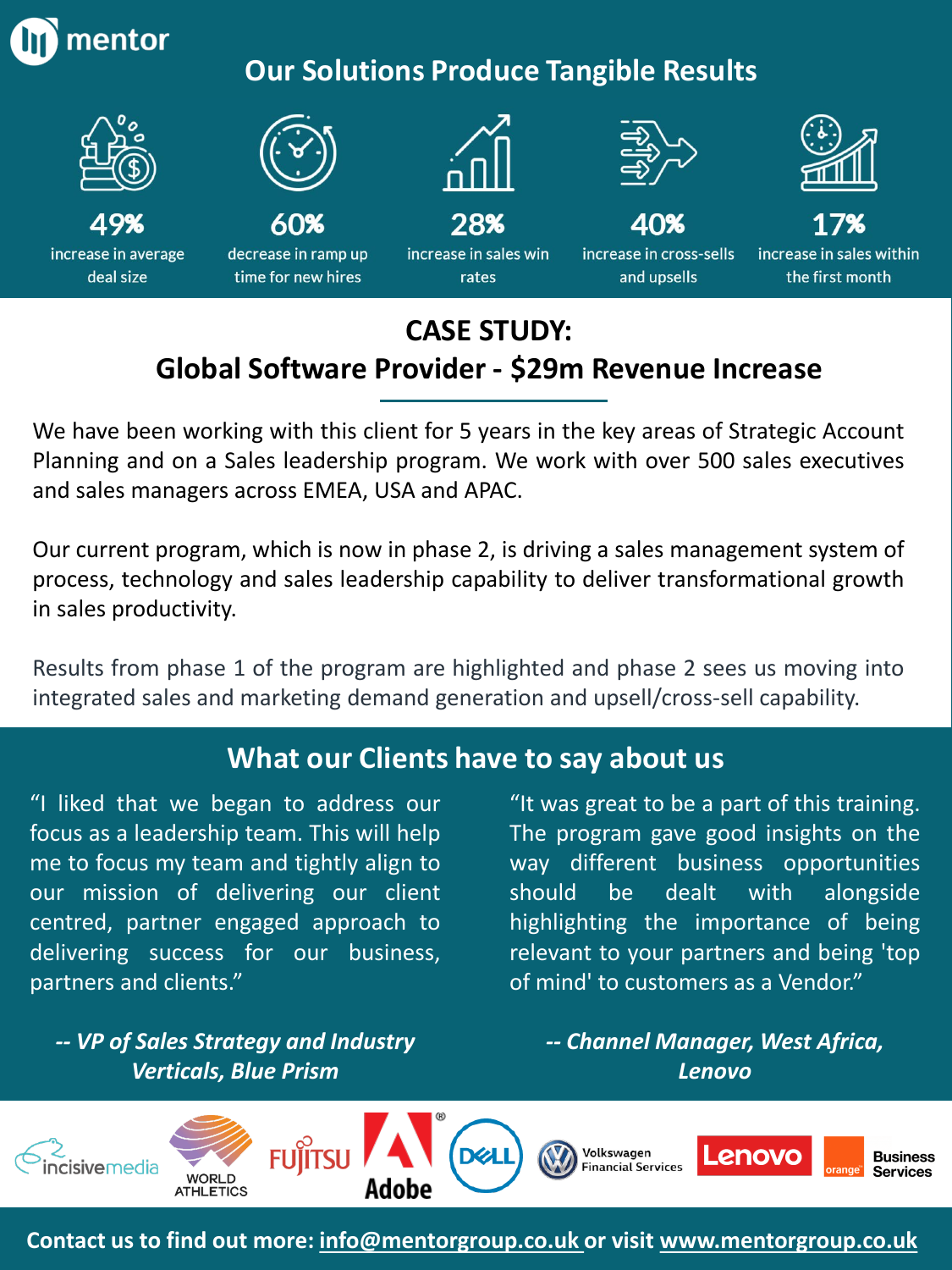mentor

# Our Solutions Produce Tangible Results

**49%**
increase in average deal size

**60%**
decrease in ramp up time for new hires

**28%**
increase in sales win rates

**40%**
increase in cross-sells and upsells

**17%**
increase in sales within the first month

## CASE STUDY:
## Global Software Provider - $29m Revenue Increase

We have been working with this client for 5 years in the key areas of Strategic Account Planning and on a Sales leadership program. We work with over 500 sales executives and sales managers across EMEA, USA and APAC.

Our current program, which is now in phase 2, is driving a sales management system of process, technology and sales leadership capability to deliver transformational growth in sales productivity.

Results from phase 1 of the program are highlighted and phase 2 sees us moving into integrated sales and marketing demand generation and upsell/cross-sell capability.

## What our Clients have to say about us

"I liked that we began to address our focus as a leadership team. This will help me to focus my team and tightly align to our mission of delivering our client centred, partner engaged approach to delivering success for our business, partners and clients."

***-- VP of Sales Strategy and Industry Verticals, Blue Prism***

"It was great to be a part of this training. The program gave good insights on the way different business opportunities should be dealt with alongside highlighting the importance of being relevant to your partners and being 'top of mind' to customers as a Vendor."

***-- Channel Manager, West Africa, Lenovo***

incisivemedia · WORLD ATHLETICS · FUJITSU · Adobe · DELL · Volkswagen Financial Services · Lenovo · orange Business Services

**Contact us to find out more: info@mentorgroup.co.uk or visit www.mentorgroup.co.uk**